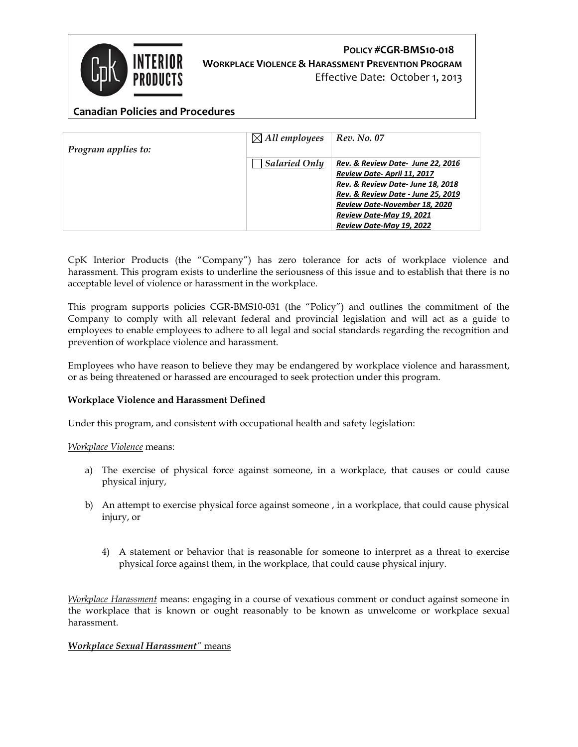**POLICY #CGR-BMS10-018**

**WORKPLACE VIOLENCE & HARASSMENT PREVENTION PROGRAM**

Effective Date: October 1, 2013

**Canadian Policies and Procedures**

| *Program applies to:* | ☒ *All employees* | ***Rev. No. 07*** |
| --- | --- | --- |
| | ☐ *Salaried Only* | ***Rev. & Review Date- June 22, 2016***<br>***Review Date- April 11, 2017***<br>***Rev. & Review Date- June 18, 2018***<br>***Rev. & Review Date - June 25, 2019***<br>***Review Date-November 18, 2020***<br>***Review Date-May 19, 2021***<br>***Review Date-May 19, 2022*** |

CpK Interior Products (the "Company") has zero tolerance for acts of workplace violence and harassment. This program exists to underline the seriousness of this issue and to establish that there is no acceptable level of violence or harassment in the workplace.

This program supports policies CGR-BMS10-031 (the "Policy") and outlines the commitment of the Company to comply with all relevant federal and provincial legislation and will act as a guide to employees to enable employees to adhere to all legal and social standards regarding the recognition and prevention of workplace violence and harassment.

Employees who have reason to believe they may be endangered by workplace violence and harassment, or as being threatened or harassed are encouraged to seek protection under this program.

**Workplace Violence and Harassment Defined**

Under this program, and consistent with occupational health and safety legislation:

*Workplace Violence* means:

a) The exercise of physical force against someone, in a workplace, that causes or could cause physical injury,

b) An attempt to exercise physical force against someone , in a workplace, that could cause physical injury, or

4) A statement or behavior that is reasonable for someone to interpret as a threat to exercise physical force against them, in the workplace, that could cause physical injury.

*Workplace Harassment* means: engaging in a course of vexatious comment or conduct against someone in the workplace that is known or ought reasonably to be known as unwelcome or workplace sexual harassment.

***Workplace Sexual Harassment*" means**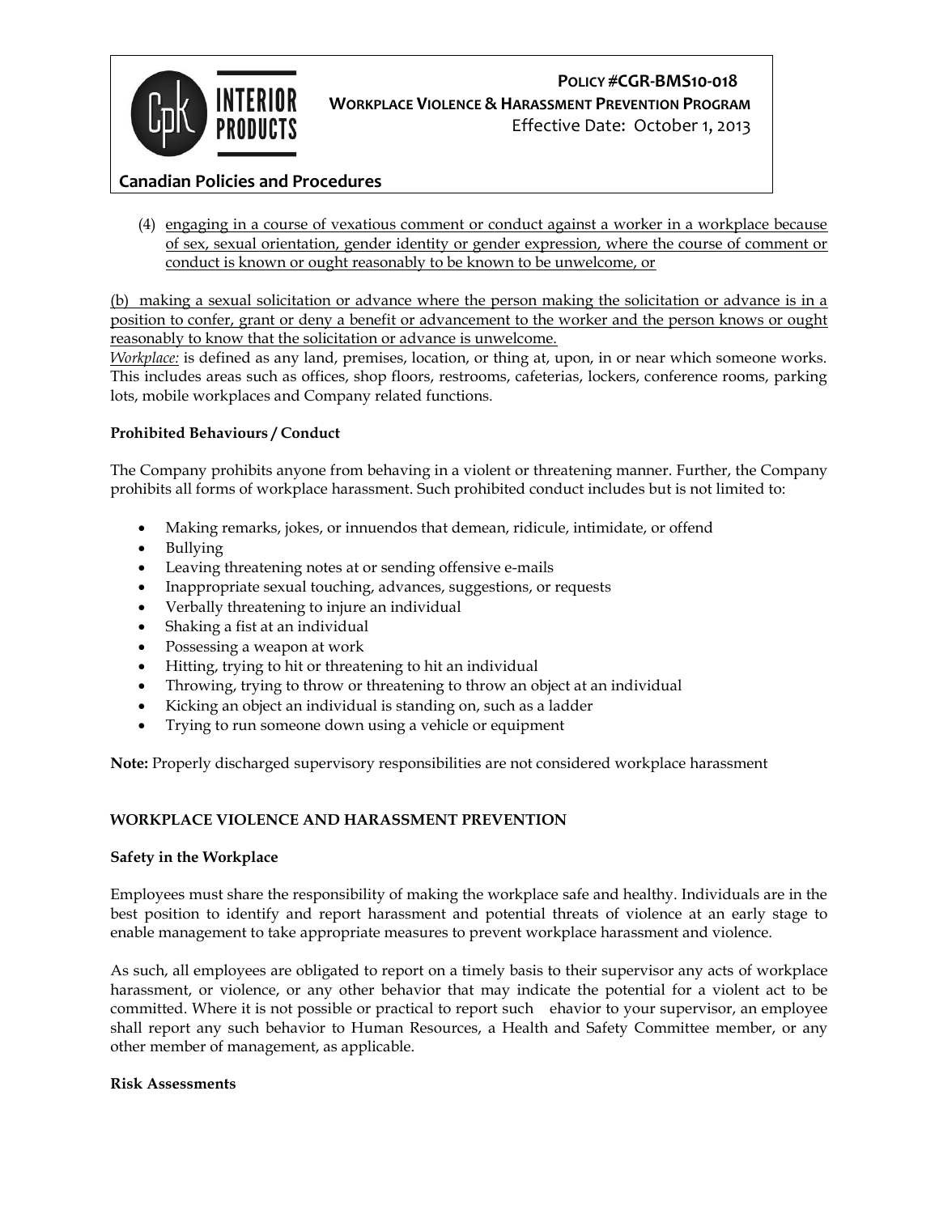(4) <u>engaging in a course of vexatious comment or conduct against a worker in a workplace because of sex, sexual orientation, gender identity or gender expression, where the course of comment or conduct is known or ought reasonably to be known to be unwelcome, or</u>

<u>(b) making a sexual solicitation or advance where the person making the solicitation or advance is in a position to confer, grant or deny a benefit or advancement to the worker and the person knows or ought reasonably to know that the solicitation or advance is unwelcome.</u>

*<u>Workplace:</u>* is defined as any land, premises, location, or thing at, upon, in or near which someone works. This includes areas such as offices, shop floors, restrooms, cafeterias, lockers, conference rooms, parking lots, mobile workplaces and Company related functions.

**Prohibited Behaviours / Conduct**

The Company prohibits anyone from behaving in a violent or threatening manner. Further, the Company prohibits all forms of workplace harassment. Such prohibited conduct includes but is not limited to:

- Making remarks, jokes, or innuendos that demean, ridicule, intimidate, or offend
- Bullying
- Leaving threatening notes at or sending offensive e-mails
- Inappropriate sexual touching, advances, suggestions, or requests
- Verbally threatening to injure an individual
- Shaking a fist at an individual
- Possessing a weapon at work
- Hitting, trying to hit or threatening to hit an individual
- Throwing, trying to throw or threatening to throw an object at an individual
- Kicking an object an individual is standing on, such as a ladder
- Trying to run someone down using a vehicle or equipment

**Note:** Properly discharged supervisory responsibilities are not considered workplace harassment

## WORKPLACE VIOLENCE AND HARASSMENT PREVENTION

**Safety in the Workplace**

Employees must share the responsibility of making the workplace safe and healthy. Individuals are in the best position to identify and report harassment and potential threats of violence at an early stage to enable management to take appropriate measures to prevent workplace harassment and violence.

As such, all employees are obligated to report on a timely basis to their supervisor any acts of workplace harassment, or violence, or any other behavior that may indicate the potential for a violent act to be committed. Where it is not possible or practical to report such ehavior to your supervisor, an employee shall report any such behavior to Human Resources, a Health and Safety Committee member, or any other member of management, as applicable.

**Risk Assessments**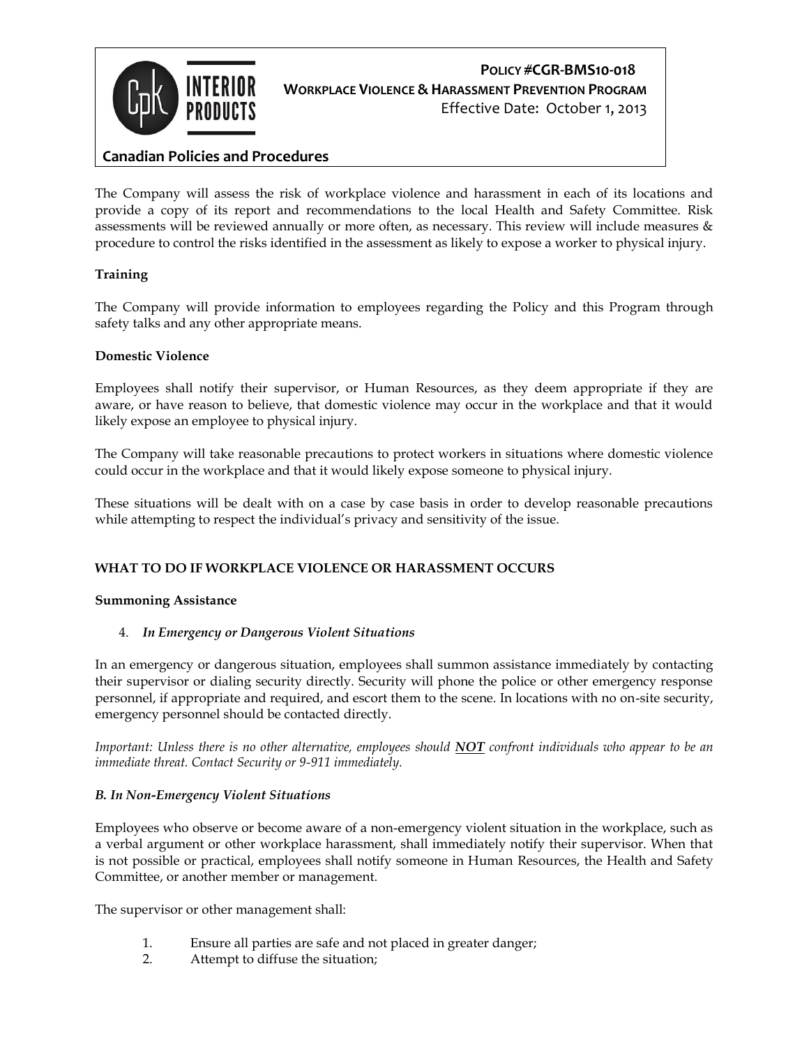The Company will assess the risk of workplace violence and harassment in each of its locations and provide a copy of its report and recommendations to the local Health and Safety Committee. Risk assessments will be reviewed annually or more often, as necessary. This review will include measures & procedure to control the risks identified in the assessment as likely to expose a worker to physical injury.

**Training**

The Company will provide information to employees regarding the Policy and this Program through safety talks and any other appropriate means.

**Domestic Violence**

Employees shall notify their supervisor, or Human Resources, as they deem appropriate if they are aware, or have reason to believe, that domestic violence may occur in the workplace and that it would likely expose an employee to physical injury.

The Company will take reasonable precautions to protect workers in situations where domestic violence could occur in the workplace and that it would likely expose someone to physical injury.

These situations will be dealt with on a case by case basis in order to develop reasonable precautions while attempting to respect the individual's privacy and sensitivity of the issue.

## WHAT TO DO IF WORKPLACE VIOLENCE OR HARASSMENT OCCURS

**Summoning Assistance**

4. ***In Emergency or Dangerous Violent Situations***

In an emergency or dangerous situation, employees shall summon assistance immediately by contacting their supervisor or dialing security directly. Security will phone the police or other emergency response personnel, if appropriate and required, and escort them to the scene. In locations with no on-site security, emergency personnel should be contacted directly.

*Important: Unless there is no other alternative, employees should **NOT** confront individuals who appear to be an immediate threat. Contact Security or 9-911 immediately.*

***B. In Non-Emergency Violent Situations***

Employees who observe or become aware of a non-emergency violent situation in the workplace, such as a verbal argument or other workplace harassment, shall immediately notify their supervisor. When that is not possible or practical, employees shall notify someone in Human Resources, the Health and Safety Committee, or another member or management.

The supervisor or other management shall:

1. Ensure all parties are safe and not placed in greater danger;
2. Attempt to diffuse the situation;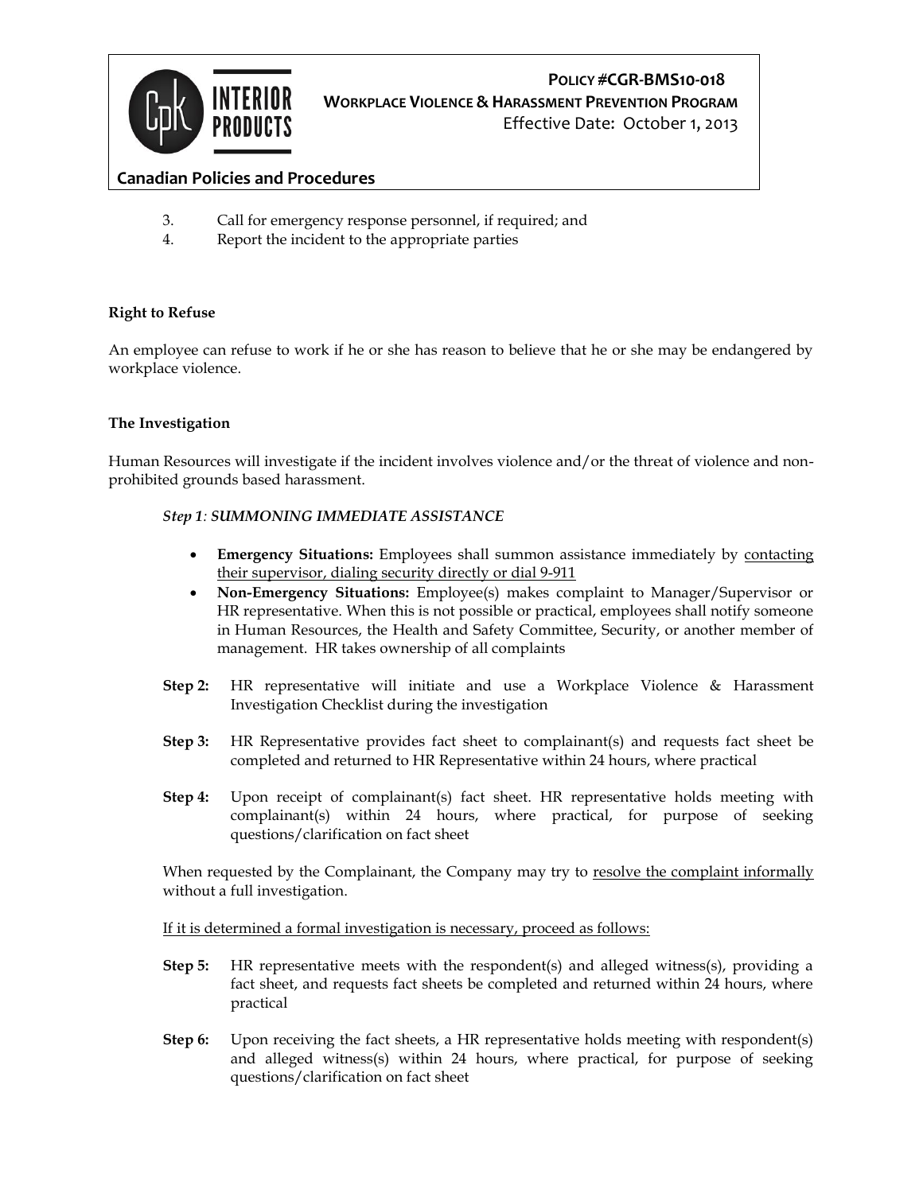3. Call for emergency response personnel, if required; and
4. Report the incident to the appropriate parties

**Right to Refuse**

An employee can refuse to work if he or she has reason to believe that he or she may be endangered by workplace violence.

**The Investigation**

Human Resources will investigate if the incident involves violence and/or the threat of violence and non-prohibited grounds based harassment.

***Step 1**: SUMMONING IMMEDIATE ASSISTANCE*

- **Emergency Situations:** Employees shall summon assistance immediately by <u>contacting their supervisor, dialing security directly or dial 9-911</u>
- **Non-Emergency Situations:** Employee(s) makes complaint to Manager/Supervisor or HR representative. When this is not possible or practical, employees shall notify someone in Human Resources, the Health and Safety Committee, Security, or another member of management. HR takes ownership of all complaints

**Step 2:** HR representative will initiate and use a Workplace Violence & Harassment Investigation Checklist during the investigation

**Step 3:** HR Representative provides fact sheet to complainant(s) and requests fact sheet be completed and returned to HR Representative within 24 hours, where practical

**Step 4:** Upon receipt of complainant(s) fact sheet. HR representative holds meeting with complainant(s) within 24 hours, where practical, for purpose of seeking questions/clarification on fact sheet

When requested by the Complainant, the Company may try to <u>resolve the complaint informally</u> without a full investigation.

<u>If it is determined a formal investigation is necessary, proceed as follows:</u>

**Step 5:** HR representative meets with the respondent(s) and alleged witness(s), providing a fact sheet, and requests fact sheets be completed and returned within 24 hours, where practical

**Step 6:** Upon receiving the fact sheets, a HR representative holds meeting with respondent(s) and alleged witness(s) within 24 hours, where practical, for purpose of seeking questions/clarification on fact sheet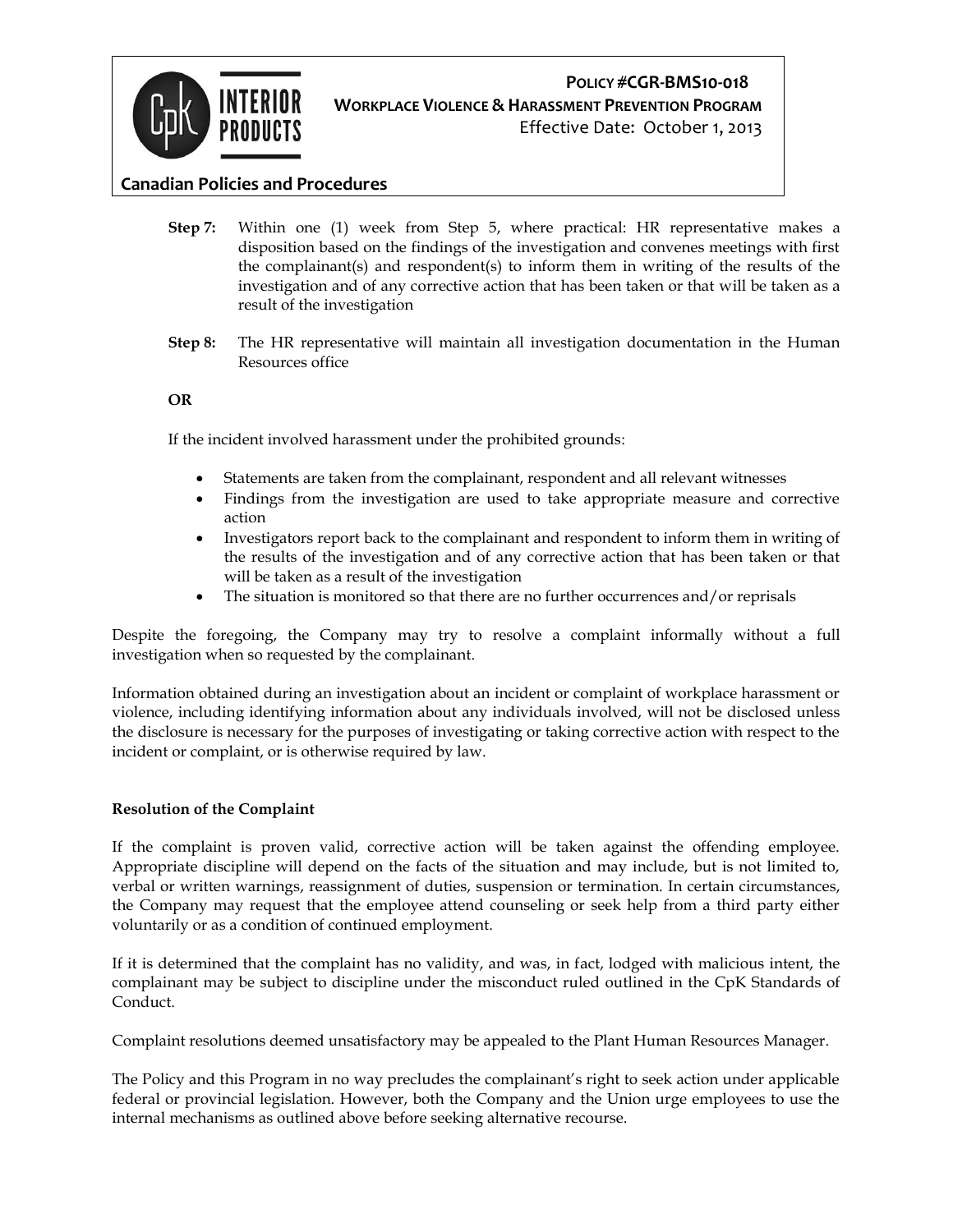**Step 7:** Within one (1) week from Step 5, where practical: HR representative makes a disposition based on the findings of the investigation and convenes meetings with first the complainant(s) and respondent(s) to inform them in writing of the results of the investigation and of any corrective action that has been taken or that will be taken as a result of the investigation

**Step 8:** The HR representative will maintain all investigation documentation in the Human Resources office

**OR**

If the incident involved harassment under the prohibited grounds:

- Statements are taken from the complainant, respondent and all relevant witnesses
- Findings from the investigation are used to take appropriate measure and corrective action
- Investigators report back to the complainant and respondent to inform them in writing of the results of the investigation and of any corrective action that has been taken or that will be taken as a result of the investigation
- The situation is monitored so that there are no further occurrences and/or reprisals

Despite the foregoing, the Company may try to resolve a complaint informally without a full investigation when so requested by the complainant.

Information obtained during an investigation about an incident or complaint of workplace harassment or violence, including identifying information about any individuals involved, will not be disclosed unless the disclosure is necessary for the purposes of investigating or taking corrective action with respect to the incident or complaint, or is otherwise required by law.

**Resolution of the Complaint**

If the complaint is proven valid, corrective action will be taken against the offending employee. Appropriate discipline will depend on the facts of the situation and may include, but is not limited to, verbal or written warnings, reassignment of duties, suspension or termination. In certain circumstances, the Company may request that the employee attend counseling or seek help from a third party either voluntarily or as a condition of continued employment.

If it is determined that the complaint has no validity, and was, in fact, lodged with malicious intent, the complainant may be subject to discipline under the misconduct ruled outlined in the CpK Standards of Conduct.

Complaint resolutions deemed unsatisfactory may be appealed to the Plant Human Resources Manager.

The Policy and this Program in no way precludes the complainant's right to seek action under applicable federal or provincial legislation. However, both the Company and the Union urge employees to use the internal mechanisms as outlined above before seeking alternative recourse.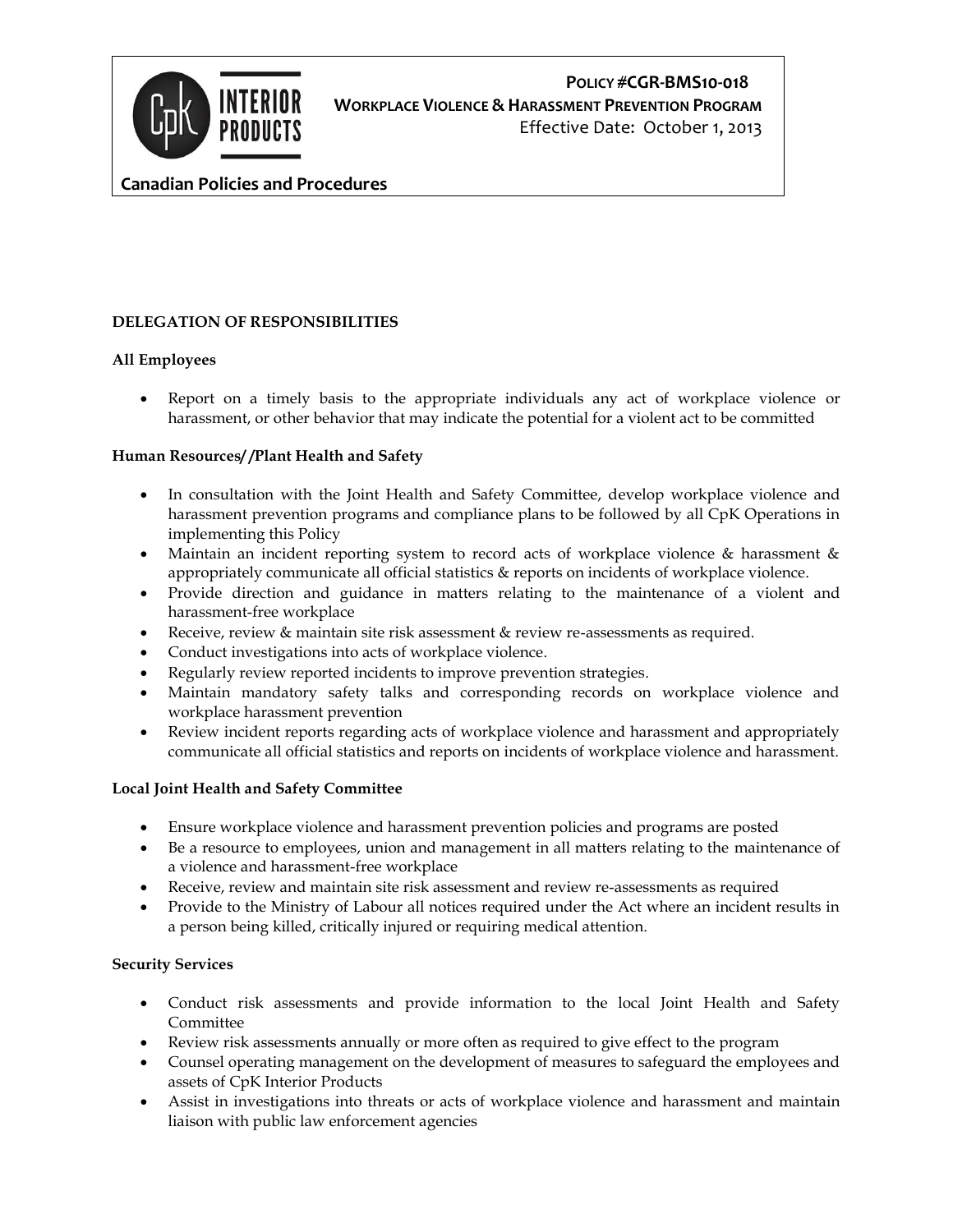## DELEGATION OF RESPONSIBILITIES

### All Employees

- Report on a timely basis to the appropriate individuals any act of workplace violence or harassment, or other behavior that may indicate the potential for a violent act to be committed

### Human Resources/ /Plant Health and Safety

- In consultation with the Joint Health and Safety Committee, develop workplace violence and harassment prevention programs and compliance plans to be followed by all CpK Operations in implementing this Policy
- Maintain an incident reporting system to record acts of workplace violence & harassment & appropriately communicate all official statistics & reports on incidents of workplace violence.
- Provide direction and guidance in matters relating to the maintenance of a violent and harassment-free workplace
- Receive, review & maintain site risk assessment & review re-assessments as required.
- Conduct investigations into acts of workplace violence.
- Regularly review reported incidents to improve prevention strategies.
- Maintain mandatory safety talks and corresponding records on workplace violence and workplace harassment prevention
- Review incident reports regarding acts of workplace violence and harassment and appropriately communicate all official statistics and reports on incidents of workplace violence and harassment.

### Local Joint Health and Safety Committee

- Ensure workplace violence and harassment prevention policies and programs are posted
- Be a resource to employees, union and management in all matters relating to the maintenance of a violence and harassment-free workplace
- Receive, review and maintain site risk assessment and review re-assessments as required
- Provide to the Ministry of Labour all notices required under the Act where an incident results in a person being killed, critically injured or requiring medical attention.

### Security Services

- Conduct risk assessments and provide information to the local Joint Health and Safety Committee
- Review risk assessments annually or more often as required to give effect to the program
- Counsel operating management on the development of measures to safeguard the employees and assets of CpK Interior Products
- Assist in investigations into threats or acts of workplace violence and harassment and maintain liaison with public law enforcement agencies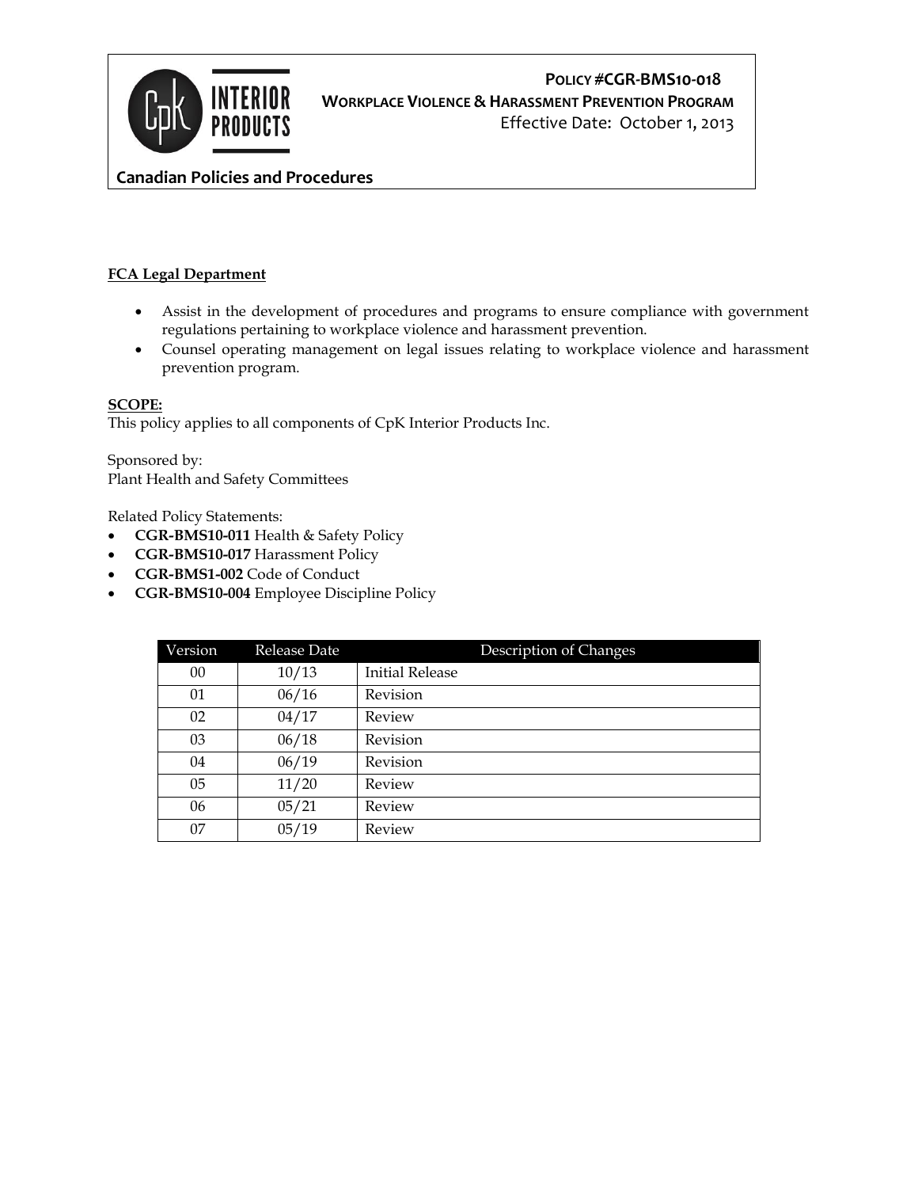**FCA Legal Department**

- Assist in the development of procedures and programs to ensure compliance with government regulations pertaining to workplace violence and harassment prevention.
- Counsel operating management on legal issues relating to workplace violence and harassment prevention program.

**SCOPE:**

This policy applies to all components of CpK Interior Products Inc.

Sponsored by:
Plant Health and Safety Committees

Related Policy Statements:

- **CGR-BMS10-011** Health & Safety Policy
- **CGR-BMS10-017** Harassment Policy
- **CGR-BMS1-002** Code of Conduct
- **CGR-BMS10-004** Employee Discipline Policy

| Version | Release Date | Description of Changes |
|---|---|---|
| 00 | 10/13 | Initial Release |
| 01 | 06/16 | Revision |
| 02 | 04/17 | Review |
| 03 | 06/18 | Revision |
| 04 | 06/19 | Revision |
| 05 | 11/20 | Review |
| 06 | 05/21 | Review |
| 07 | 05/19 | Review |